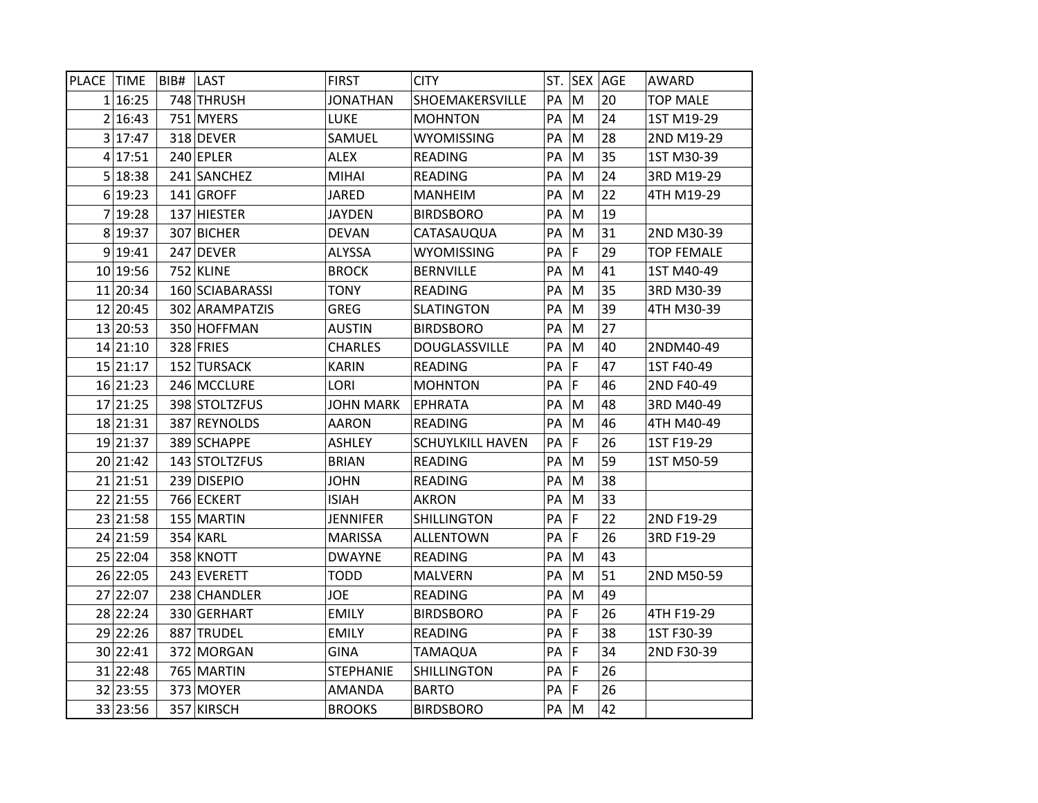| PLACE | TIME | BIB# | LAST | FIRST | CITY | ST. | SEX | AGE | AWARD |
|---|---|---|---|---|---|---|---|---|---|
| 1 | 16:25 | 748 | THRUSH | JONATHAN | SHOEMAKERSVILLE | PA | M | 20 | TOP MALE |
| 2 | 16:43 | 751 | MYERS | LUKE | MOHNTON | PA | M | 24 | 1ST M19-29 |
| 3 | 17:47 | 318 | DEVER | SAMUEL | WYOMISSING | PA | M | 28 | 2ND M19-29 |
| 4 | 17:51 | 240 | EPLER | ALEX | READING | PA | M | 35 | 1ST M30-39 |
| 5 | 18:38 | 241 | SANCHEZ | MIHAI | READING | PA | M | 24 | 3RD M19-29 |
| 6 | 19:23 | 141 | GROFF | JARED | MANHEIM | PA | M | 22 | 4TH M19-29 |
| 7 | 19:28 | 137 | HIESTER | JAYDEN | BIRDSBORO | PA | M | 19 | |
| 8 | 19:37 | 307 | BICHER | DEVAN | CATASAUQUA | PA | M | 31 | 2ND M30-39 |
| 9 | 19:41 | 247 | DEVER | ALYSSA | WYOMISSING | PA | F | 29 | TOP FEMALE |
| 10 | 19:56 | 752 | KLINE | BROCK | BERNVILLE | PA | M | 41 | 1ST M40-49 |
| 11 | 20:34 | 160 | SCIABARASSI | TONY | READING | PA | M | 35 | 3RD M30-39 |
| 12 | 20:45 | 302 | ARAMPATZIS | GREG | SLATINGTON | PA | M | 39 | 4TH M30-39 |
| 13 | 20:53 | 350 | HOFFMAN | AUSTIN | BIRDSBORO | PA | M | 27 | |
| 14 | 21:10 | 328 | FRIES | CHARLES | DOUGLASSVILLE | PA | M | 40 | 2NDM40-49 |
| 15 | 21:17 | 152 | TURSACK | KARIN | READING | PA | F | 47 | 1ST F40-49 |
| 16 | 21:23 | 246 | MCCLURE | LORI | MOHNTON | PA | F | 46 | 2ND F40-49 |
| 17 | 21:25 | 398 | STOLTZFUS | JOHN MARK | EPHRATA | PA | M | 48 | 3RD M40-49 |
| 18 | 21:31 | 387 | REYNOLDS | AARON | READING | PA | M | 46 | 4TH M40-49 |
| 19 | 21:37 | 389 | SCHAPPE | ASHLEY | SCHUYLKILL HAVEN | PA | F | 26 | 1ST F19-29 |
| 20 | 21:42 | 143 | STOLTZFUS | BRIAN | READING | PA | M | 59 | 1ST M50-59 |
| 21 | 21:51 | 239 | DISEPIO | JOHN | READING | PA | M | 38 | |
| 22 | 21:55 | 766 | ECKERT | ISIAH | AKRON | PA | M | 33 | |
| 23 | 21:58 | 155 | MARTIN | JENNIFER | SHILLINGTON | PA | F | 22 | 2ND F19-29 |
| 24 | 21:59 | 354 | KARL | MARISSA | ALLENTOWN | PA | F | 26 | 3RD F19-29 |
| 25 | 22:04 | 358 | KNOTT | DWAYNE | READING | PA | M | 43 | |
| 26 | 22:05 | 243 | EVERETT | TODD | MALVERN | PA | M | 51 | 2ND M50-59 |
| 27 | 22:07 | 238 | CHANDLER | JOE | READING | PA | M | 49 | |
| 28 | 22:24 | 330 | GERHART | EMILY | BIRDSBORO | PA | F | 26 | 4TH F19-29 |
| 29 | 22:26 | 887 | TRUDEL | EMILY | READING | PA | F | 38 | 1ST F30-39 |
| 30 | 22:41 | 372 | MORGAN | GINA | TAMAQUA | PA | F | 34 | 2ND F30-39 |
| 31 | 22:48 | 765 | MARTIN | STEPHANIE | SHILLINGTON | PA | F | 26 | |
| 32 | 23:55 | 373 | MOYER | AMANDA | BARTO | PA | F | 26 | |
| 33 | 23:56 | 357 | KIRSCH | BROOKS | BIRDSBORO | PA | M | 42 | |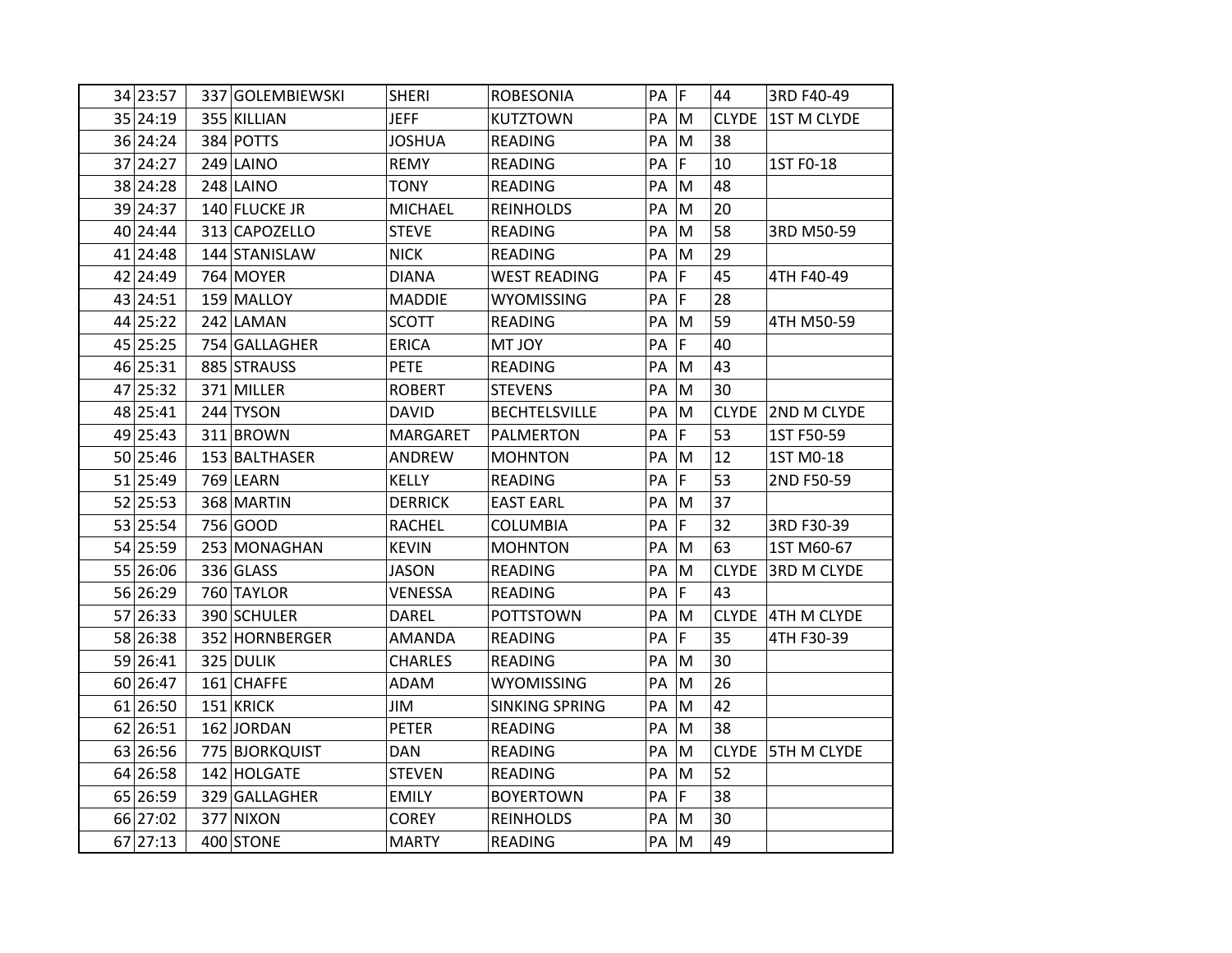| | | | | | | | | | |
|---|---|---|---|---|---|---|---|---|---|
| 34 | 23:57 | 337 | GOLEMBIEWSKI | SHERI | ROBESONIA | PA | F | 44 | 3RD F40-49 |
| 35 | 24:19 | 355 | KILLIAN | JEFF | KUTZTOWN | PA | M | CLYDE | 1ST M CLYDE |
| 36 | 24:24 | 384 | POTTS | JOSHUA | READING | PA | M | 38 | |
| 37 | 24:27 | 249 | LAINO | REMY | READING | PA | F | 10 | 1ST F0-18 |
| 38 | 24:28 | 248 | LAINO | TONY | READING | PA | M | 48 | |
| 39 | 24:37 | 140 | FLUCKE JR | MICHAEL | REINHOLDS | PA | M | 20 | |
| 40 | 24:44 | 313 | CAPOZELLO | STEVE | READING | PA | M | 58 | 3RD M50-59 |
| 41 | 24:48 | 144 | STANISLAW | NICK | READING | PA | M | 29 | |
| 42 | 24:49 | 764 | MOYER | DIANA | WEST READING | PA | F | 45 | 4TH F40-49 |
| 43 | 24:51 | 159 | MALLOY | MADDIE | WYOMISSING | PA | F | 28 | |
| 44 | 25:22 | 242 | LAMAN | SCOTT | READING | PA | M | 59 | 4TH M50-59 |
| 45 | 25:25 | 754 | GALLAGHER | ERICA | MT JOY | PA | F | 40 | |
| 46 | 25:31 | 885 | STRAUSS | PETE | READING | PA | M | 43 | |
| 47 | 25:32 | 371 | MILLER | ROBERT | STEVENS | PA | M | 30 | |
| 48 | 25:41 | 244 | TYSON | DAVID | BECHTELSVILLE | PA | M | CLYDE | 2ND M CLYDE |
| 49 | 25:43 | 311 | BROWN | MARGARET | PALMERTON | PA | F | 53 | 1ST F50-59 |
| 50 | 25:46 | 153 | BALTHASER | ANDREW | MOHNTON | PA | M | 12 | 1ST M0-18 |
| 51 | 25:49 | 769 | LEARN | KELLY | READING | PA | F | 53 | 2ND F50-59 |
| 52 | 25:53 | 368 | MARTIN | DERRICK | EAST EARL | PA | M | 37 | |
| 53 | 25:54 | 756 | GOOD | RACHEL | COLUMBIA | PA | F | 32 | 3RD F30-39 |
| 54 | 25:59 | 253 | MONAGHAN | KEVIN | MOHNTON | PA | M | 63 | 1ST M60-67 |
| 55 | 26:06 | 336 | GLASS | JASON | READING | PA | M | CLYDE | 3RD M CLYDE |
| 56 | 26:29 | 760 | TAYLOR | VENESSA | READING | PA | F | 43 | |
| 57 | 26:33 | 390 | SCHULER | DAREL | POTTSTOWN | PA | M | CLYDE | 4TH M CLYDE |
| 58 | 26:38 | 352 | HORNBERGER | AMANDA | READING | PA | F | 35 | 4TH F30-39 |
| 59 | 26:41 | 325 | DULIK | CHARLES | READING | PA | M | 30 | |
| 60 | 26:47 | 161 | CHAFFE | ADAM | WYOMISSING | PA | M | 26 | |
| 61 | 26:50 | 151 | KRICK | JIM | SINKING SPRING | PA | M | 42 | |
| 62 | 26:51 | 162 | JORDAN | PETER | READING | PA | M | 38 | |
| 63 | 26:56 | 775 | BJORKQUIST | DAN | READING | PA | M | CLYDE | 5TH M CLYDE |
| 64 | 26:58 | 142 | HOLGATE | STEVEN | READING | PA | M | 52 | |
| 65 | 26:59 | 329 | GALLAGHER | EMILY | BOYERTOWN | PA | F | 38 | |
| 66 | 27:02 | 377 | NIXON | COREY | REINHOLDS | PA | M | 30 | |
| 67 | 27:13 | 400 | STONE | MARTY | READING | PA | M | 49 | |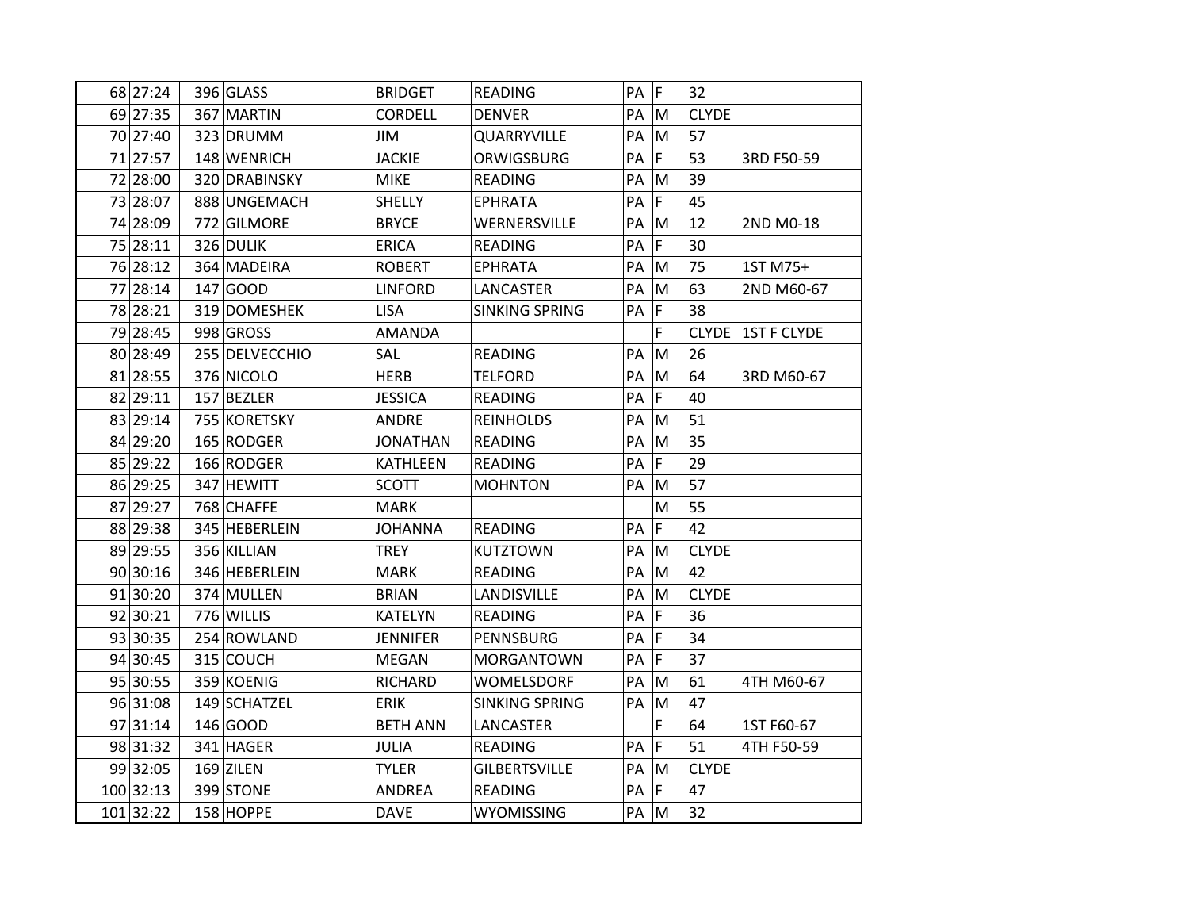| | | | | | | | | | |
|---|---|---|---|---|---|---|---|---|---|
| 68 | 27:24 | 396 | GLASS | BRIDGET | READING | PA | F | 32 | |
| 69 | 27:35 | 367 | MARTIN | CORDELL | DENVER | PA | M | CLYDE | |
| 70 | 27:40 | 323 | DRUMM | JIM | QUARRYVILLE | PA | M | 57 | |
| 71 | 27:57 | 148 | WENRICH | JACKIE | ORWIGSBURG | PA | F | 53 | 3RD F50-59 |
| 72 | 28:00 | 320 | DRABINSKY | MIKE | READING | PA | M | 39 | |
| 73 | 28:07 | 888 | UNGEMACH | SHELLY | EPHRATA | PA | F | 45 | |
| 74 | 28:09 | 772 | GILMORE | BRYCE | WERNERSVILLE | PA | M | 12 | 2ND M0-18 |
| 75 | 28:11 | 326 | DULIK | ERICA | READING | PA | F | 30 | |
| 76 | 28:12 | 364 | MADEIRA | ROBERT | EPHRATA | PA | M | 75 | 1ST M75+ |
| 77 | 28:14 | 147 | GOOD | LINFORD | LANCASTER | PA | M | 63 | 2ND M60-67 |
| 78 | 28:21 | 319 | DOMESHEK | LISA | SINKING SPRING | PA | F | 38 | |
| 79 | 28:45 | 998 | GROSS | AMANDA | | | F | CLYDE | 1ST F CLYDE |
| 80 | 28:49 | 255 | DELVECCHIO | SAL | READING | PA | M | 26 | |
| 81 | 28:55 | 376 | NICOLO | HERB | TELFORD | PA | M | 64 | 3RD M60-67 |
| 82 | 29:11 | 157 | BEZLER | JESSICA | READING | PA | F | 40 | |
| 83 | 29:14 | 755 | KORETSKY | ANDRE | REINHOLDS | PA | M | 51 | |
| 84 | 29:20 | 165 | RODGER | JONATHAN | READING | PA | M | 35 | |
| 85 | 29:22 | 166 | RODGER | KATHLEEN | READING | PA | F | 29 | |
| 86 | 29:25 | 347 | HEWITT | SCOTT | MOHNTON | PA | M | 57 | |
| 87 | 29:27 | 768 | CHAFFE | MARK | | | M | 55 | |
| 88 | 29:38 | 345 | HEBERLEIN | JOHANNA | READING | PA | F | 42 | |
| 89 | 29:55 | 356 | KILLIAN | TREY | KUTZTOWN | PA | M | CLYDE | |
| 90 | 30:16 | 346 | HEBERLEIN | MARK | READING | PA | M | 42 | |
| 91 | 30:20 | 374 | MULLEN | BRIAN | LANDISVILLE | PA | M | CLYDE | |
| 92 | 30:21 | 776 | WILLIS | KATELYN | READING | PA | F | 36 | |
| 93 | 30:35 | 254 | ROWLAND | JENNIFER | PENNSBURG | PA | F | 34 | |
| 94 | 30:45 | 315 | COUCH | MEGAN | MORGANTOWN | PA | F | 37 | |
| 95 | 30:55 | 359 | KOENIG | RICHARD | WOMELSDORF | PA | M | 61 | 4TH M60-67 |
| 96 | 31:08 | 149 | SCHATZEL | ERIK | SINKING SPRING | PA | M | 47 | |
| 97 | 31:14 | 146 | GOOD | BETH ANN | LANCASTER | | F | 64 | 1ST F60-67 |
| 98 | 31:32 | 341 | HAGER | JULIA | READING | PA | F | 51 | 4TH F50-59 |
| 99 | 32:05 | 169 | ZILEN | TYLER | GILBERTSVILLE | PA | M | CLYDE | |
| 100 | 32:13 | 399 | STONE | ANDREA | READING | PA | F | 47 | |
| 101 | 32:22 | 158 | HOPPE | DAVE | WYOMISSING | PA | M | 32 | |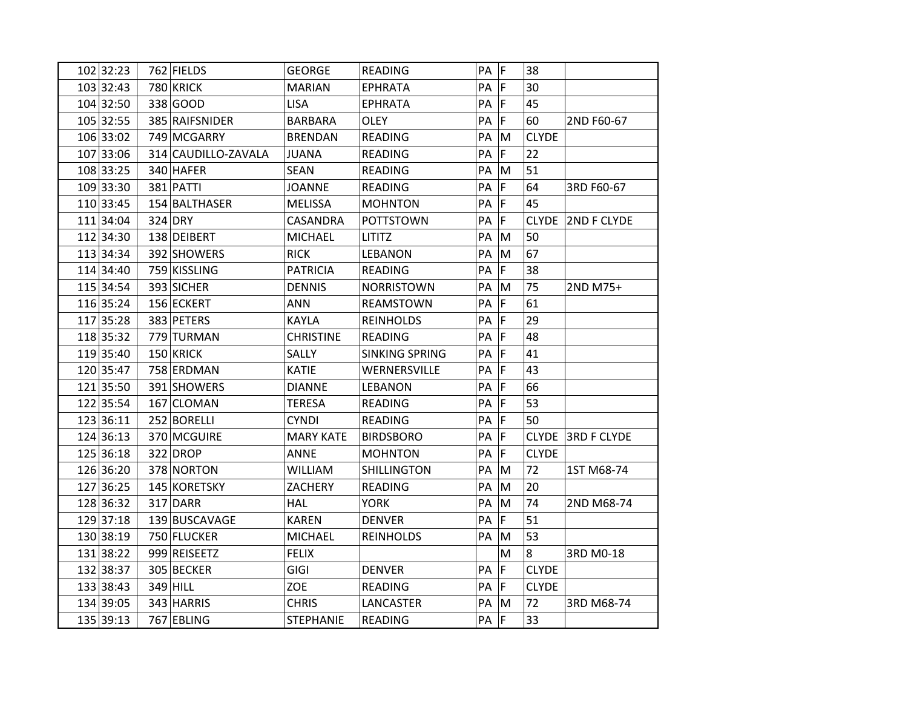| | | | | | | | | | |
|---|---|---|---|---|---|---|---|---|---|
| 102 | 32:23 | 762 | FIELDS | GEORGE | READING | PA | F | 38 | |
| 103 | 32:43 | 780 | KRICK | MARIAN | EPHRATA | PA | F | 30 | |
| 104 | 32:50 | 338 | GOOD | LISA | EPHRATA | PA | F | 45 | |
| 105 | 32:55 | 385 | RAIFSNIDER | BARBARA | OLEY | PA | F | 60 | 2ND F60-67 |
| 106 | 33:02 | 749 | MCGARRY | BRENDAN | READING | PA | M | CLYDE | |
| 107 | 33:06 | 314 | CAUDILLO-ZAVALA | JUANA | READING | PA | F | 22 | |
| 108 | 33:25 | 340 | HAFER | SEAN | READING | PA | M | 51 | |
| 109 | 33:30 | 381 | PATTI | JOANNE | READING | PA | F | 64 | 3RD F60-67 |
| 110 | 33:45 | 154 | BALTHASER | MELISSA | MOHNTON | PA | F | 45 | |
| 111 | 34:04 | 324 | DRY | CASANDRA | POTTSTOWN | PA | F | CLYDE | 2ND F CLYDE |
| 112 | 34:30 | 138 | DEIBERT | MICHAEL | LITITZ | PA | M | 50 | |
| 113 | 34:34 | 392 | SHOWERS | RICK | LEBANON | PA | M | 67 | |
| 114 | 34:40 | 759 | KISSLING | PATRICIA | READING | PA | F | 38 | |
| 115 | 34:54 | 393 | SICHER | DENNIS | NORRISTOWN | PA | M | 75 | 2ND M75+ |
| 116 | 35:24 | 156 | ECKERT | ANN | REAMSTOWN | PA | F | 61 | |
| 117 | 35:28 | 383 | PETERS | KAYLA | REINHOLDS | PA | F | 29 | |
| 118 | 35:32 | 779 | TURMAN | CHRISTINE | READING | PA | F | 48 | |
| 119 | 35:40 | 150 | KRICK | SALLY | SINKING SPRING | PA | F | 41 | |
| 120 | 35:47 | 758 | ERDMAN | KATIE | WERNERSVILLE | PA | F | 43 | |
| 121 | 35:50 | 391 | SHOWERS | DIANNE | LEBANON | PA | F | 66 | |
| 122 | 35:54 | 167 | CLOMAN | TERESA | READING | PA | F | 53 | |
| 123 | 36:11 | 252 | BORELLI | CYNDI | READING | PA | F | 50 | |
| 124 | 36:13 | 370 | MCGUIRE | MARY KATE | BIRDSBORO | PA | F | CLYDE | 3RD F CLYDE |
| 125 | 36:18 | 322 | DROP | ANNE | MOHNTON | PA | F | CLYDE | |
| 126 | 36:20 | 378 | NORTON | WILLIAM | SHILLINGTON | PA | M | 72 | 1ST M68-74 |
| 127 | 36:25 | 145 | KORETSKY | ZACHERY | READING | PA | M | 20 | |
| 128 | 36:32 | 317 | DARR | HAL | YORK | PA | M | 74 | 2ND M68-74 |
| 129 | 37:18 | 139 | BUSCAVAGE | KAREN | DENVER | PA | F | 51 | |
| 130 | 38:19 | 750 | FLUCKER | MICHAEL | REINHOLDS | PA | M | 53 | |
| 131 | 38:22 | 999 | REISEETZ | FELIX | | | M | 8 | 3RD M0-18 |
| 132 | 38:37 | 305 | BECKER | GIGI | DENVER | PA | F | CLYDE | |
| 133 | 38:43 | 349 | HILL | ZOE | READING | PA | F | CLYDE | |
| 134 | 39:05 | 343 | HARRIS | CHRIS | LANCASTER | PA | M | 72 | 3RD M68-74 |
| 135 | 39:13 | 767 | EBLING | STEPHANIE | READING | PA | F | 33 | |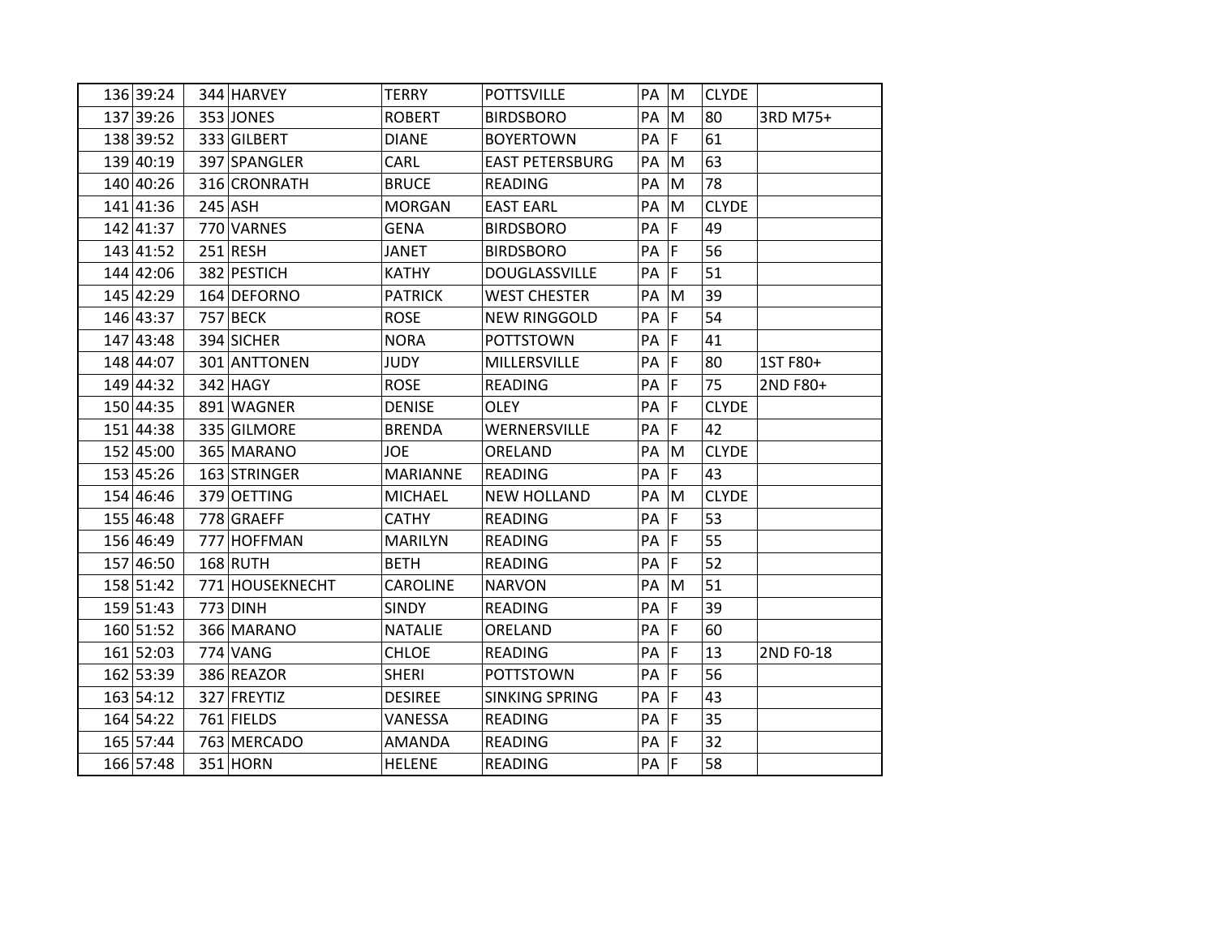| | | | | | | | | | |
|---|---|---|---|---|---|---|---|---|---|
| 136 | 39:24 | 344 | HARVEY | TERRY | POTTSVILLE | PA | M | CLYDE | |
| 137 | 39:26 | 353 | JONES | ROBERT | BIRDSBORO | PA | M | 80 | 3RD M75+ |
| 138 | 39:52 | 333 | GILBERT | DIANE | BOYERTOWN | PA | F | 61 | |
| 139 | 40:19 | 397 | SPANGLER | CARL | EAST PETERSBURG | PA | M | 63 | |
| 140 | 40:26 | 316 | CRONRATH | BRUCE | READING | PA | M | 78 | |
| 141 | 41:36 | 245 | ASH | MORGAN | EAST EARL | PA | M | CLYDE | |
| 142 | 41:37 | 770 | VARNES | GENA | BIRDSBORO | PA | F | 49 | |
| 143 | 41:52 | 251 | RESH | JANET | BIRDSBORO | PA | F | 56 | |
| 144 | 42:06 | 382 | PESTICH | KATHY | DOUGLASSVILLE | PA | F | 51 | |
| 145 | 42:29 | 164 | DEFORNO | PATRICK | WEST CHESTER | PA | M | 39 | |
| 146 | 43:37 | 757 | BECK | ROSE | NEW RINGGOLD | PA | F | 54 | |
| 147 | 43:48 | 394 | SICHER | NORA | POTTSTOWN | PA | F | 41 | |
| 148 | 44:07 | 301 | ANTTONEN | JUDY | MILLERSVILLE | PA | F | 80 | 1ST F80+ |
| 149 | 44:32 | 342 | HAGY | ROSE | READING | PA | F | 75 | 2ND F80+ |
| 150 | 44:35 | 891 | WAGNER | DENISE | OLEY | PA | F | CLYDE | |
| 151 | 44:38 | 335 | GILMORE | BRENDA | WERNERSVILLE | PA | F | 42 | |
| 152 | 45:00 | 365 | MARANO | JOE | ORELAND | PA | M | CLYDE | |
| 153 | 45:26 | 163 | STRINGER | MARIANNE | READING | PA | F | 43 | |
| 154 | 46:46 | 379 | OETTING | MICHAEL | NEW HOLLAND | PA | M | CLYDE | |
| 155 | 46:48 | 778 | GRAEFF | CATHY | READING | PA | F | 53 | |
| 156 | 46:49 | 777 | HOFFMAN | MARILYN | READING | PA | F | 55 | |
| 157 | 46:50 | 168 | RUTH | BETH | READING | PA | F | 52 | |
| 158 | 51:42 | 771 | HOUSEKNECHT | CAROLINE | NARVON | PA | M | 51 | |
| 159 | 51:43 | 773 | DINH | SINDY | READING | PA | F | 39 | |
| 160 | 51:52 | 366 | MARANO | NATALIE | ORELAND | PA | F | 60 | |
| 161 | 52:03 | 774 | VANG | CHLOE | READING | PA | F | 13 | 2ND F0-18 |
| 162 | 53:39 | 386 | REAZOR | SHERI | POTTSTOWN | PA | F | 56 | |
| 163 | 54:12 | 327 | FREYTIZ | DESIREE | SINKING SPRING | PA | F | 43 | |
| 164 | 54:22 | 761 | FIELDS | VANESSA | READING | PA | F | 35 | |
| 165 | 57:44 | 763 | MERCADO | AMANDA | READING | PA | F | 32 | |
| 166 | 57:48 | 351 | HORN | HELENE | READING | PA | F | 58 | |